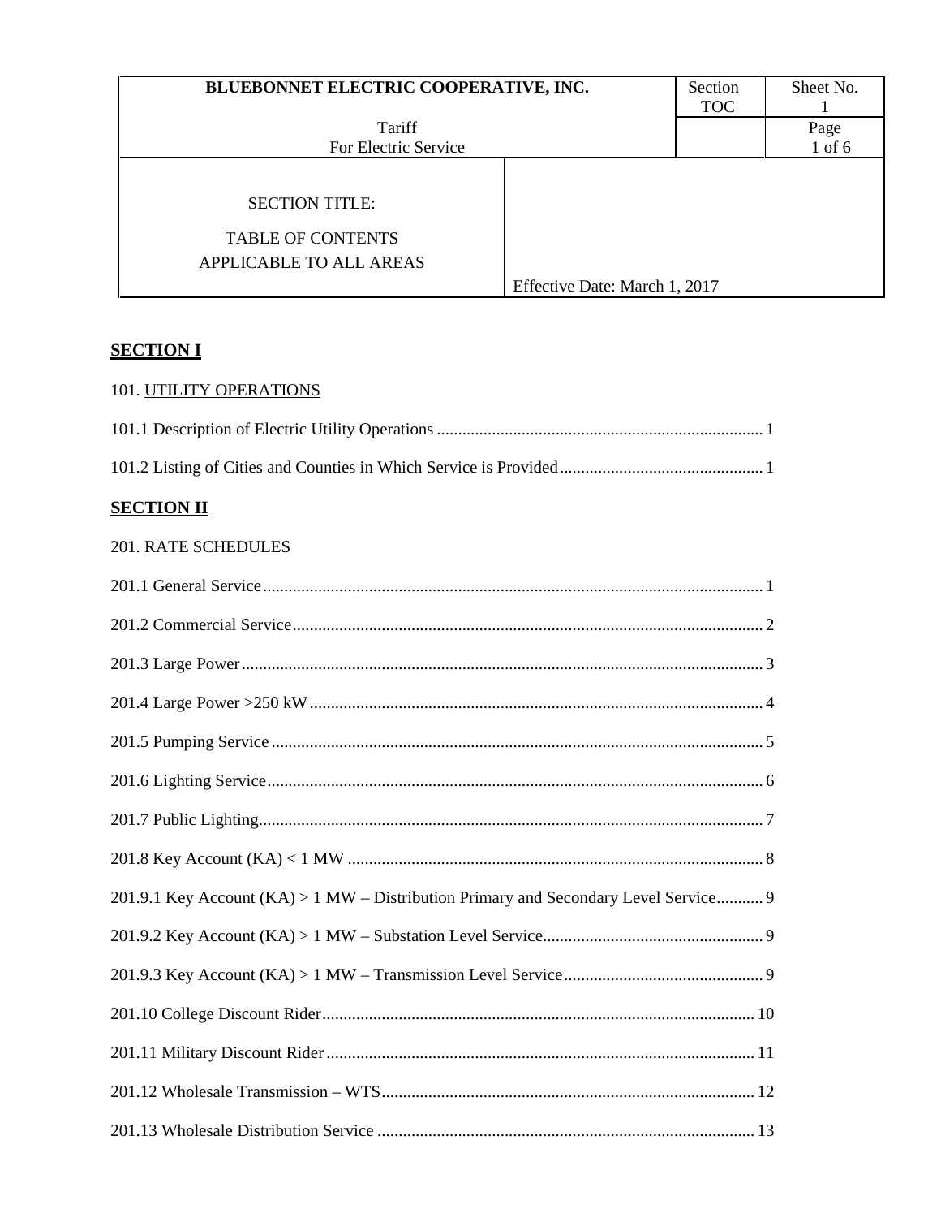| BLUEBONNET ELECTRIC COOPERATIVE, INC. | | Section TOC | Sheet No. 1 |
|---|---|---|---|
| Tariff For Electric Service | | | Page 1 of 6 |
| SECTION TITLE: TABLE OF CONTENTS APPLICABLE TO ALL AREAS | Effective Date: March 1, 2017 | | |

## SECTION I

101. UTILITY OPERATIONS

101.1 Description of Electric Utility Operations ........ 1

101.2 Listing of Cities and Counties in Which Service is Provided ........ 1

## SECTION II

201. RATE SCHEDULES

201.1 General Service ........ 1

201.2 Commercial Service ........ 2

201.3 Large Power ........ 3

201.4 Large Power >250 kW ........ 4

201.5 Pumping Service ........ 5

201.6 Lighting Service ........ 6

201.7 Public Lighting ........ 7

201.8 Key Account (KA) < 1 MW ........ 8

201.9.1 Key Account (KA) > 1 MW – Distribution Primary and Secondary Level Service ........ 9

201.9.2 Key Account (KA) > 1 MW – Substation Level Service ........ 9

201.9.3 Key Account (KA) > 1 MW – Transmission Level Service ........ 9

201.10 College Discount Rider ........ 10

201.11 Military Discount Rider ........ 11

201.12 Wholesale Transmission – WTS ........ 12

201.13 Wholesale Distribution Service ........ 13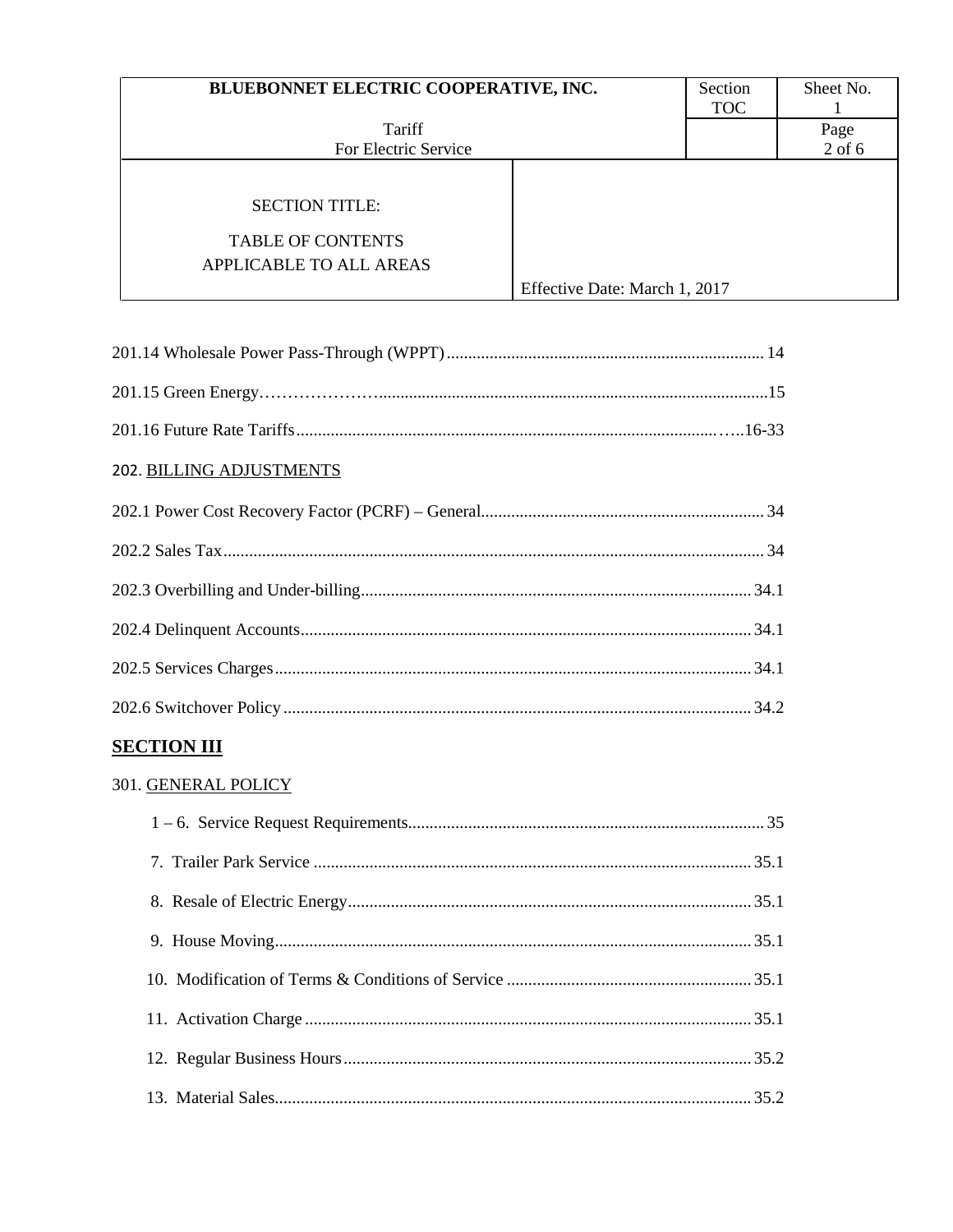| BLUEBONNET ELECTRIC COOPERATIVE, INC. | Section TOC | Sheet No. 1 |
|---|---|---|
| Tariff For Electric Service | | Page 2 of 6 |

| SECTION TITLE: TABLE OF CONTENTS APPLICABLE TO ALL AREAS | Effective Date: March 1, 2017 |
|---|---|

201.14 Wholesale Power Pass-Through (WPPT) .......... 14

201.15 Green Energy .......... 15

201.16 Future Rate Tariffs .......... 16-33

202. BILLING ADJUSTMENTS

202.1 Power Cost Recovery Factor (PCRF) – General .......... 34

202.2 Sales Tax .......... 34

202.3 Overbilling and Under-billing .......... 34.1

202.4 Delinquent Accounts .......... 34.1

202.5 Services Charges .......... 34.1

202.6 Switchover Policy .......... 34.2

## SECTION III

301. GENERAL POLICY

1 – 6. Service Request Requirements .......... 35

7. Trailer Park Service .......... 35.1

8. Resale of Electric Energy .......... 35.1

9. House Moving .......... 35.1

10. Modification of Terms & Conditions of Service .......... 35.1

11. Activation Charge .......... 35.1

12. Regular Business Hours .......... 35.2

13. Material Sales .......... 35.2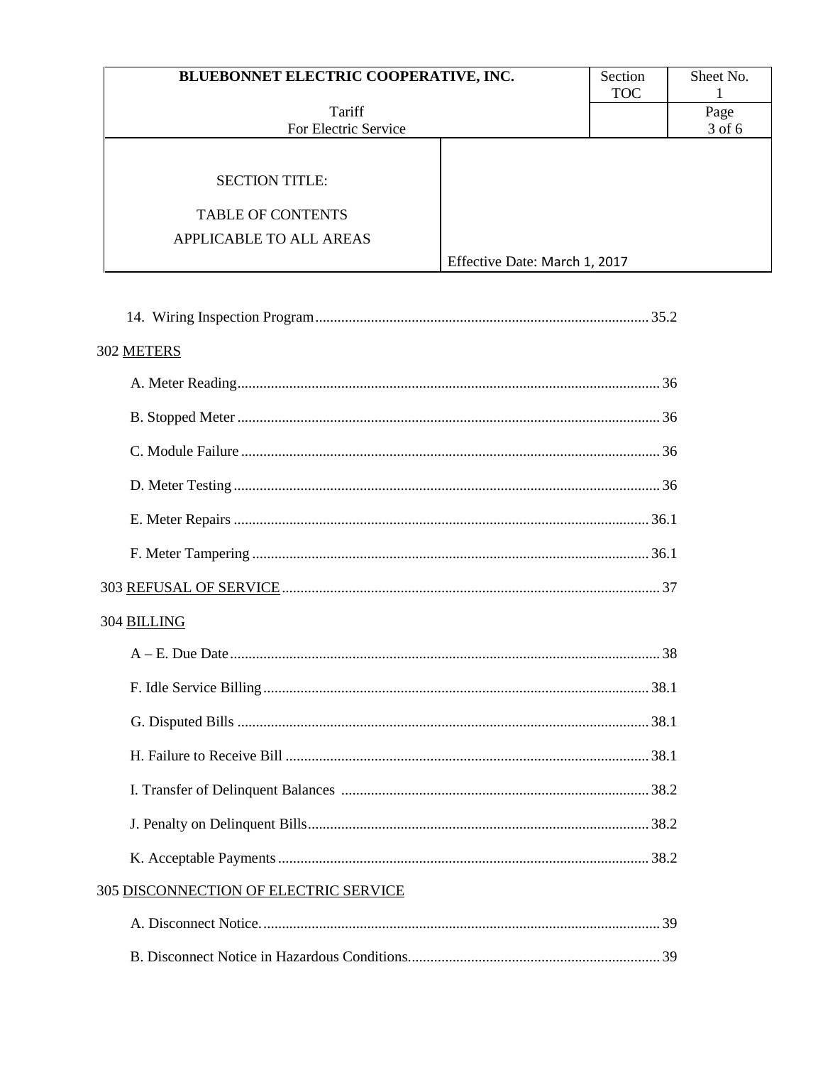| BLUEBONNET ELECTRIC COOPERATIVE, INC. | Section TOC | Sheet No. 1 |
|---|---|---|
| Tariff For Electric Service | | Page 3 of 6 |

SECTION TITLE:

TABLE OF CONTENTS
APPLICABLE TO ALL AREAS

Effective Date: March 1, 2017

14. Wiring Inspection Program .......... 35.2

302 METERS

A. Meter Reading .......... 36

B. Stopped Meter .......... 36

C. Module Failure .......... 36

D. Meter Testing .......... 36

E. Meter Repairs .......... 36.1

F. Meter Tampering .......... 36.1

303 REFUSAL OF SERVICE .......... 37

304 BILLING

A – E. Due Date .......... 38

F. Idle Service Billing .......... 38.1

G. Disputed Bills .......... 38.1

H. Failure to Receive Bill .......... 38.1

I. Transfer of Delinquent Balances .......... 38.2

J. Penalty on Delinquent Bills .......... 38.2

K. Acceptable Payments .......... 38.2

305 DISCONNECTION OF ELECTRIC SERVICE

A. Disconnect Notice. .......... 39

B. Disconnect Notice in Hazardous Conditions. .......... 39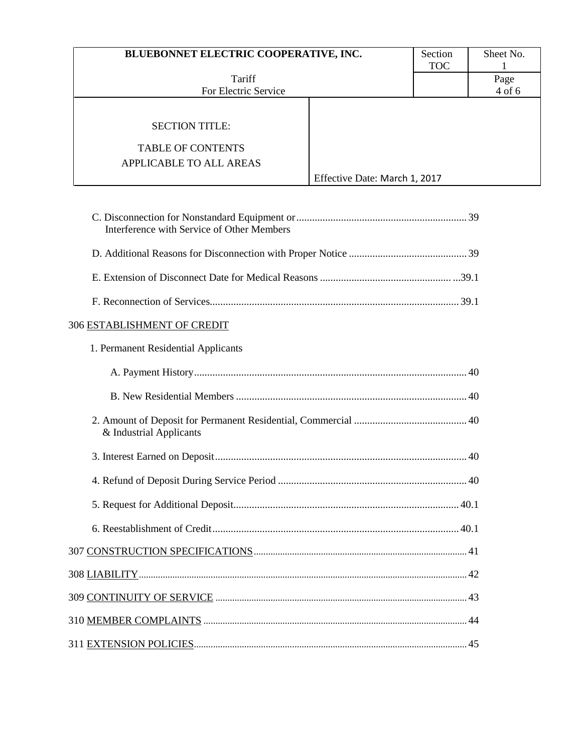C. Disconnection for Nonstandard Equipment or Interference with Service of Other Members ........ 39

D. Additional Reasons for Disconnection with Proper Notice ........ 39

E. Extension of Disconnect Date for Medical Reasons ........ 39.1

F. Reconnection of Services ........ 39.1

306 <u>ESTABLISHMENT OF CREDIT</u>

1. Permanent Residential Applicants

A. Payment History ........ 40

B. New Residential Members ........ 40

2. Amount of Deposit for Permanent Residential, Commercial & Industrial Applicants ........ 40

3. Interest Earned on Deposit ........ 40

4. Refund of Deposit During Service Period ........ 40

5. Request for Additional Deposit ........ 40.1

6. Reestablishment of Credit ........ 40.1

307 <u>CONSTRUCTION SPECIFICATIONS</u> ........ 41

308 <u>LIABILITY</u> ........ 42

309 <u>CONTINUITY OF SERVICE</u> ........ 43

310 <u>MEMBER COMPLAINTS</u> ........ 44

311 <u>EXTENSION POLICIES</u> ........ 45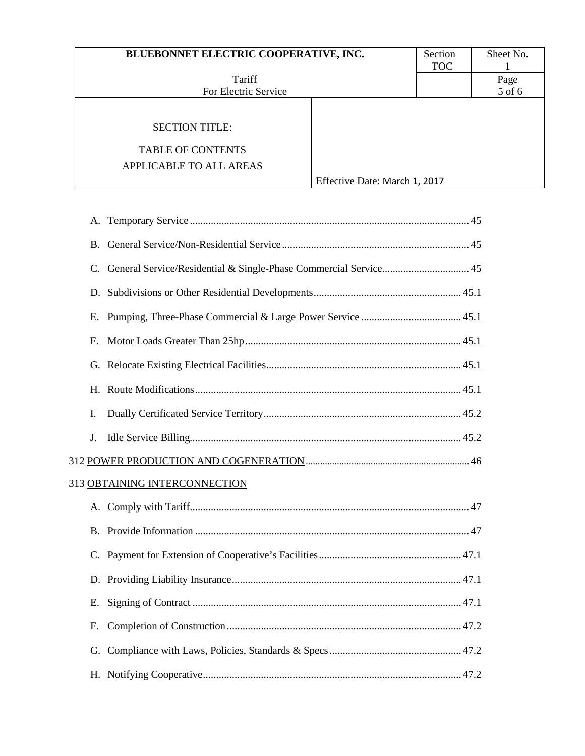A. Temporary Service ........................................................................................................ 45

B. General Service/Non-Residential Service ....................................................................... 45

C. General Service/Residential & Single-Phase Commercial Service................................. 45

D. Subdivisions or Other Residential Developments........................................................ 45.1

E. Pumping, Three-Phase Commercial & Large Power Service ...................................... 45.1

F. Motor Loads Greater Than 25hp .................................................................................. 45.1

G. Relocate Existing Electrical Facilities.......................................................................... 45.1

H. Route Modifications..................................................................................................... 45.1

I. Dually Certificated Service Territory........................................................................... 45.2

J. Idle Service Billing....................................................................................................... 45.2

312 POWER PRODUCTION AND COGENERATION .................................................................. 46

313 OBTAINING INTERCONNECTION

A. Comply with Tariff......................................................................................................... 47

B. Provide Information ....................................................................................................... 47

C. Payment for Extension of Cooperative's Facilities...................................................... 47.1

D. Providing Liability Insurance...................................................................................... 47.1

E. Signing of Contract ..................................................................................................... 47.1

F. Completion of Construction........................................................................................ 47.2

G. Compliance with Laws, Policies, Standards & Specs ................................................. 47.2

H. Notifying Cooperative................................................................................................. 47.2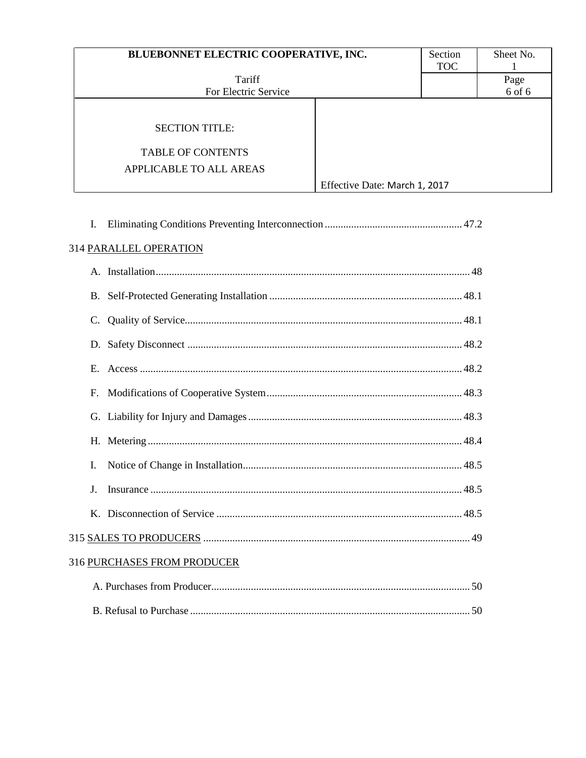| BLUEBONNET ELECTRIC COOPERATIVE, INC. | Section TOC | Sheet No. 1 |
|---|---|---|
| Tariff For Electric Service | | Page 6 of 6 |

SECTION TITLE:

TABLE OF CONTENTS

APPLICABLE TO ALL AREAS

Effective Date: March 1, 2017

I. Eliminating Conditions Preventing Interconnection .......... 47.2

314 PARALLEL OPERATION

A. Installation .......... 48

B. Self-Protected Generating Installation .......... 48.1

C. Quality of Service .......... 48.1

D. Safety Disconnect .......... 48.2

E. Access .......... 48.2

F. Modifications of Cooperative System .......... 48.3

G. Liability for Injury and Damages .......... 48.3

H. Metering .......... 48.4

I. Notice of Change in Installation .......... 48.5

J. Insurance .......... 48.5

K. Disconnection of Service .......... 48.5

315 SALES TO PRODUCERS .......... 49

316 PURCHASES FROM PRODUCER

A. Purchases from Producer .......... 50

B. Refusal to Purchase .......... 50